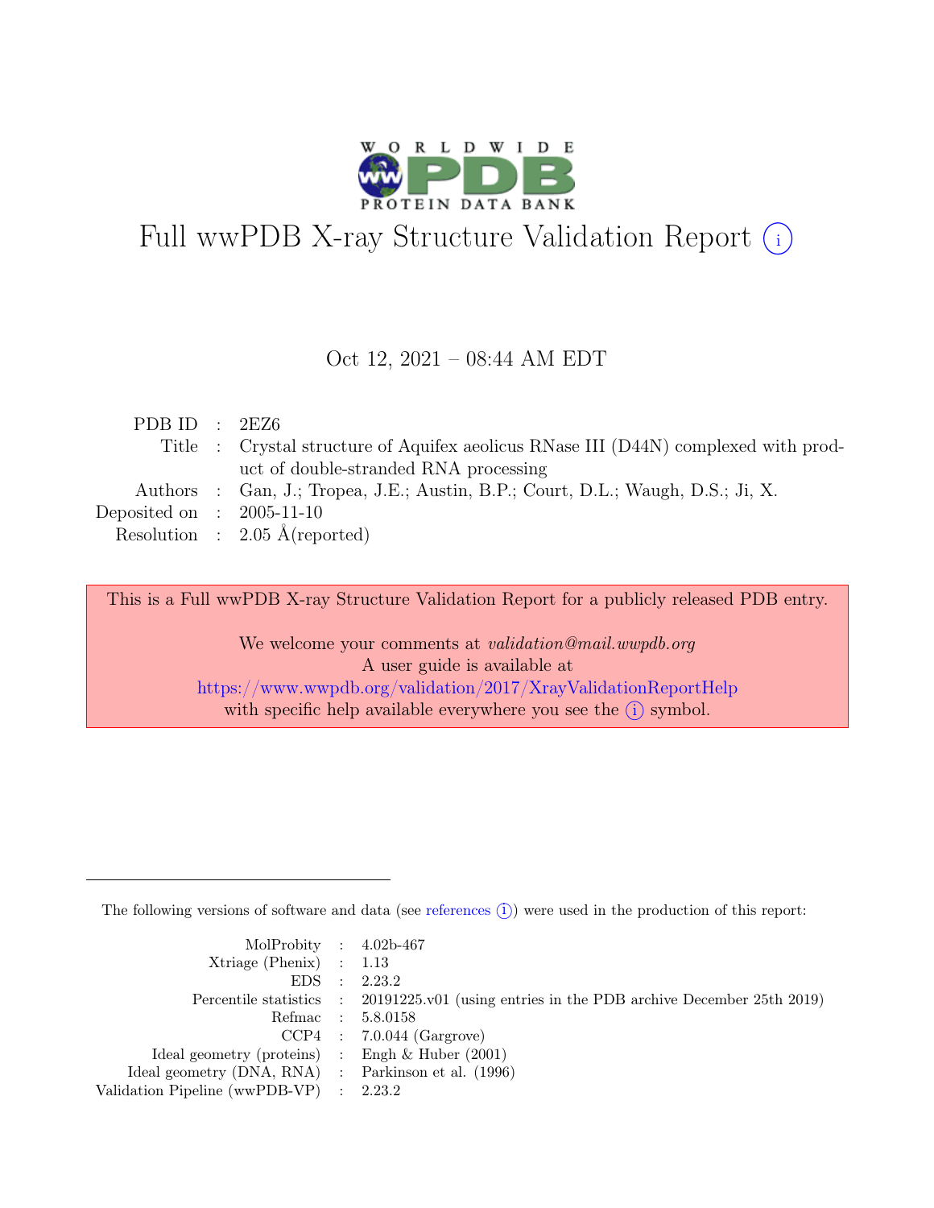# Full wwPDB X-ray Structure Validation Report (i)

Oct 12, 2021 – 08:44 AM EDT

| | | |
|---|---|---|
| PDB ID | : | 2EZ6 |
| Title | : | Crystal structure of Aquifex aeolicus RNase III (D44N) complexed with product of double-stranded RNA processing |
| Authors | : | Gan, J.; Tropea, J.E.; Austin, B.P.; Court, D.L.; Waugh, D.S.; Ji, X. |
| Deposited on | : | 2005-11-10 |
| Resolution | : | 2.05 Å(reported) |

This is a Full wwPDB X-ray Structure Validation Report for a publicly released PDB entry.

We welcome your comments at *validation@mail.wwpdb.org*
A user guide is available at
https://www.wwpdb.org/validation/2017/XrayValidationReportHelp
with specific help available everywhere you see the (i) symbol.

The following versions of software and data (see references (i)) were used in the production of this report:

| | | |
|---|---|---|
| MolProbity | : | 4.02b-467 |
| Xtriage (Phenix) | : | 1.13 |
| EDS | : | 2.23.2 |
| Percentile statistics | : | 20191225.v01 (using entries in the PDB archive December 25th 2019) |
| Refmac | : | 5.8.0158 |
| CCP4 | : | 7.0.044 (Gargrove) |
| Ideal geometry (proteins) | : | Engh & Huber (2001) |
| Ideal geometry (DNA, RNA) | : | Parkinson et al. (1996) |
| Validation Pipeline (wwPDB-VP) | : | 2.23.2 |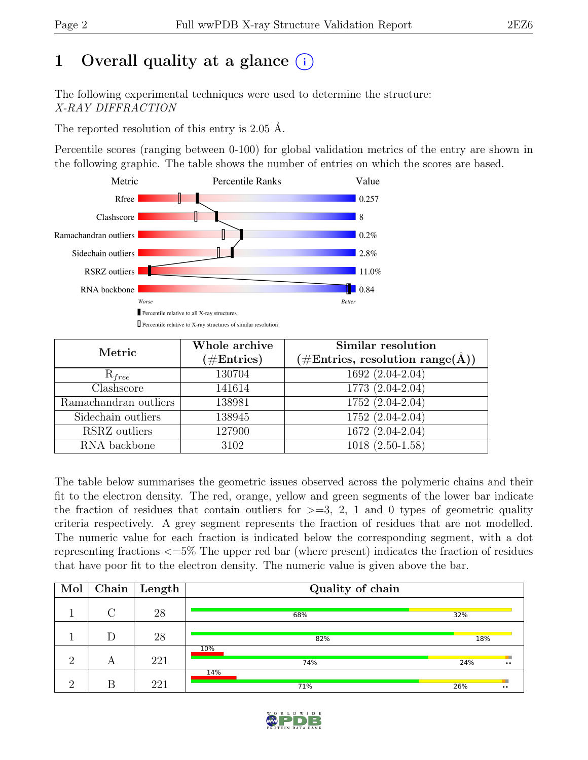# 1 Overall quality at a glance

The following experimental techniques were used to determine the structure:
*X-RAY DIFFRACTION*

The reported resolution of this entry is 2.05 Å.

Percentile scores (ranging between 0-100) for global validation metrics of the entry are shown in the following graphic. The table shows the number of entries on which the scores are based.

| Metric | Value |
|---|---|
| Rfree | 0.257 |
| Clashscore | 8 |
| Ramachandran outliers | 0.2% |
| Sidechain outliers | 2.8% |
| RSRZ outliers | 11.0% |
| RNA backbone | 0.84 |

Worse — Better

Percentile relative to all X-ray structures

Percentile relative to X-ray structures of similar resolution

| Metric | Whole archive (#Entries) | Similar resolution (#Entries, resolution range(Å)) |
|---|---|---|
| $R_{free}$ | 130704 | 1692 (2.04-2.04) |
| Clashscore | 141614 | 1773 (2.04-2.04) |
| Ramachandran outliers | 138981 | 1752 (2.04-2.04) |
| Sidechain outliers | 138945 | 1752 (2.04-2.04) |
| RSRZ outliers | 127900 | 1672 (2.04-2.04) |
| RNA backbone | 3102 | 1018 (2.50-1.58) |

The table below summarises the geometric issues observed across the polymeric chains and their fit to the electron density. The red, orange, yellow and green segments of the lower bar indicate the fraction of residues that contain outliers for >=3, 2, 1 and 0 types of geometric quality criteria respectively. A grey segment represents the fraction of residues that are not modelled. The numeric value for each fraction is indicated below the corresponding segment, with a dot representing fractions <=5% The upper red bar (where present) indicates the fraction of residues that have poor fit to the electron density. The numeric value is given above the bar.

| Mol | Chain | Length | Quality of chain |
|---|---|---|---|
| 1 | C | 28 | 68% 32% |
| 1 | D | 28 | 82% 18% |
| 2 | A | 221 | 10% / 74% 24% •• |
| 2 | B | 221 | 14% / 71% 26% •• |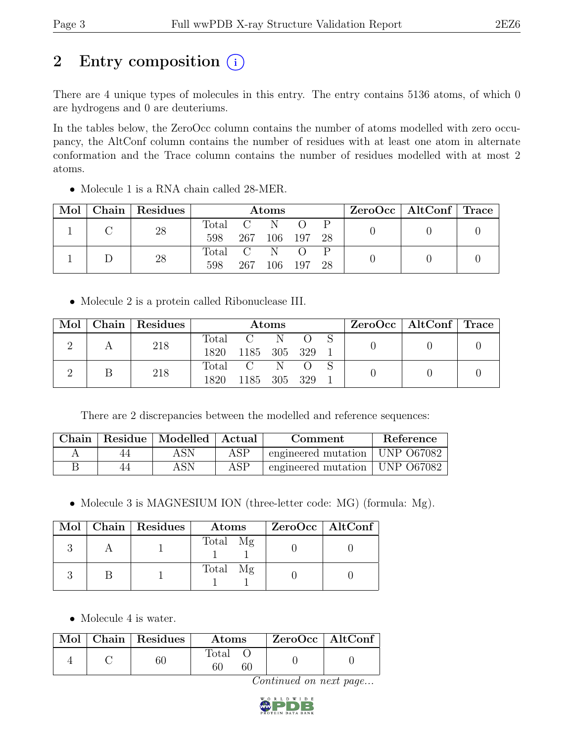# 2 Entry composition (i)

There are 4 unique types of molecules in this entry. The entry contains 5136 atoms, of which 0 are hydrogens and 0 are deuteriums.

In the tables below, the ZeroOcc column contains the number of atoms modelled with zero occupancy, the AltConf column contains the number of residues with at least one atom in alternate conformation and the Trace column contains the number of residues modelled with at most 2 atoms.

- Molecule 1 is a RNA chain called 28-MER.

| Mol | Chain | Residues | Atoms | | | | | ZeroOcc | AltConf | Trace |
|---|---|---|---|---|---|---|---|---|---|---|
| | | | Total | C | N | O | P | | | |
| 1 | C | 28 | 598 | 267 | 106 | 197 | 28 | 0 | 0 | 0 |
| 1 | D | 28 | 598 | 267 | 106 | 197 | 28 | 0 | 0 | 0 |

- Molecule 2 is a protein called Ribonuclease III.

| Mol | Chain | Residues | Atoms | | | | | ZeroOcc | AltConf | Trace |
|---|---|---|---|---|---|---|---|---|---|---|
| | | | Total | C | N | O | S | | | |
| 2 | A | 218 | 1820 | 1185 | 305 | 329 | 1 | 0 | 0 | 0 |
| 2 | B | 218 | 1820 | 1185 | 305 | 329 | 1 | 0 | 0 | 0 |

There are 2 discrepancies between the modelled and reference sequences:

| Chain | Residue | Modelled | Actual | Comment | Reference |
|---|---|---|---|---|---|
| A | 44 | ASN | ASP | engineered mutation | UNP O67082 |
| B | 44 | ASN | ASP | engineered mutation | UNP O67082 |

- Molecule 3 is MAGNESIUM ION (three-letter code: MG) (formula: Mg).

| Mol | Chain | Residues | Atoms | | ZeroOcc | AltConf |
|---|---|---|---|---|---|---|
| | | | Total | Mg | | |
| 3 | A | 1 | 1 | 1 | 0 | 0 |
| 3 | B | 1 | 1 | 1 | 0 | 0 |

- Molecule 4 is water.

| Mol | Chain | Residues | Atoms | | ZeroOcc | AltConf |
|---|---|---|---|---|---|---|
| | | | Total | O | | |
| 4 | C | 60 | 60 | 60 | 0 | 0 |

*Continued on next page...*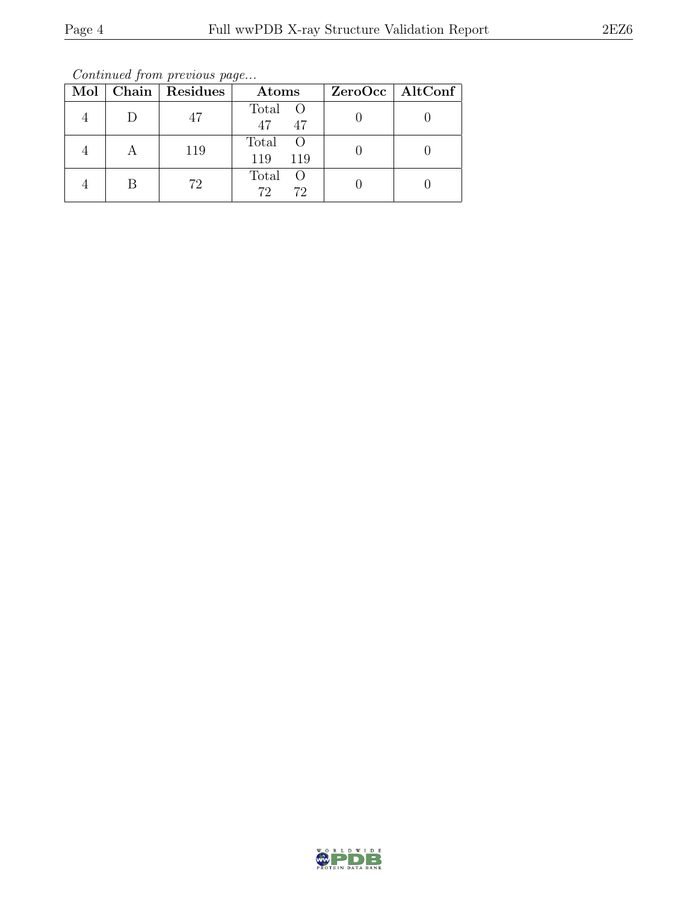*Continued from previous page...*

| Mol | Chain | Residues | Atoms | | ZeroOcc | AltConf |
|---|---|---|---|---|---|---|
| | | | Total | O | | |
| 4 | D | 47 | 47 | 47 | 0 | 0 |
| 4 | A | 119 | 119 | 119 | 0 | 0 |
| 4 | B | 72 | 72 | 72 | 0 | 0 |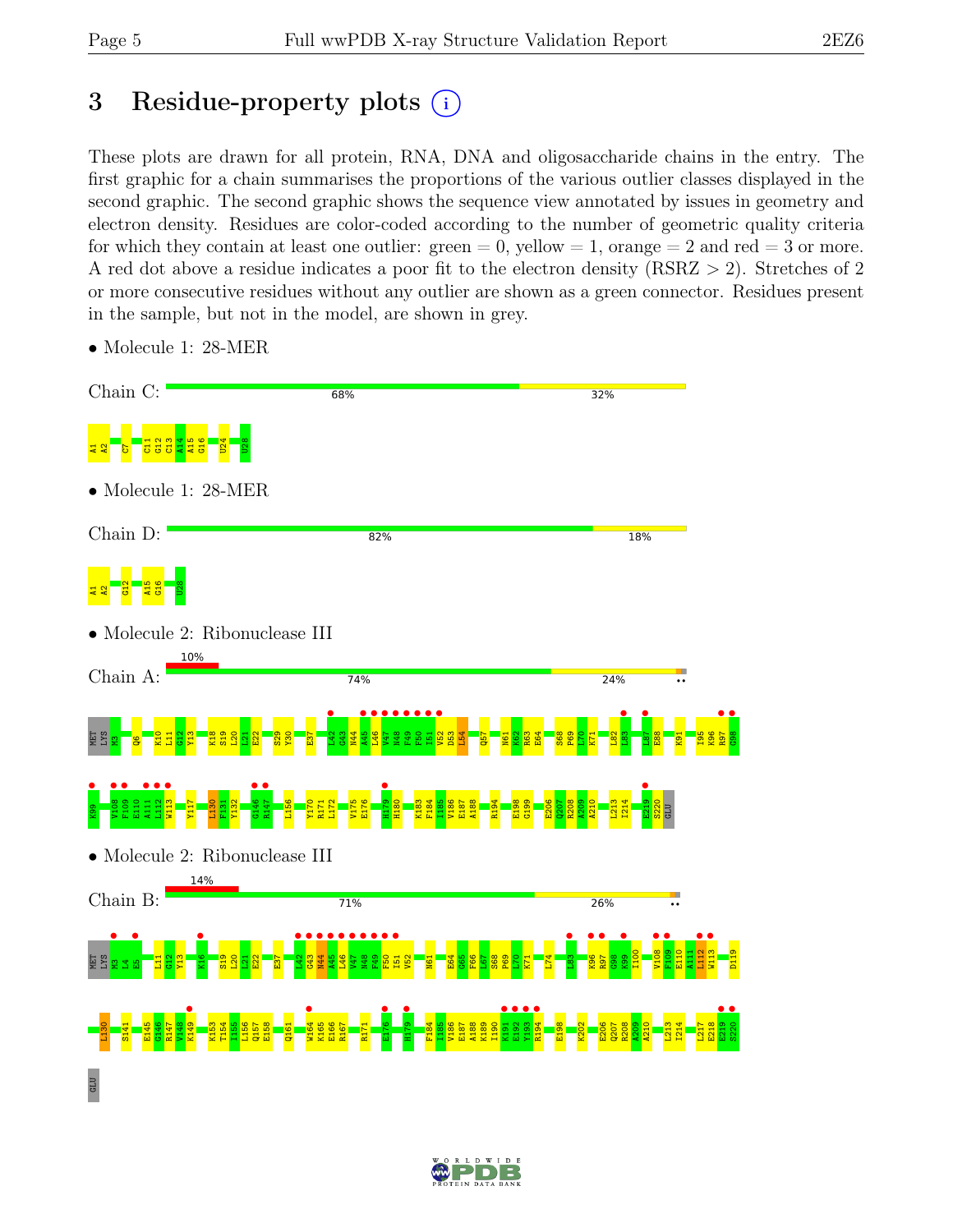# 3 Residue-property plots

These plots are drawn for all protein, RNA, DNA and oligosaccharide chains in the entry. The first graphic for a chain summarises the proportions of the various outlier classes displayed in the second graphic. The second graphic shows the sequence view annotated by issues in geometry and electron density. Residues are color-coded according to the number of geometric quality criteria for which they contain at least one outlier: green = 0, yellow = 1, orange = 2 and red = 3 or more. A red dot above a residue indicates a poor fit to the electron density (RSRZ > 2). Stretches of 2 or more consecutive residues without any outlier are shown as a green connector. Residues present in the sample, but not in the model, are shown in grey.

- Molecule 1: 28-MER

Chain C: 68% 32%

A1 A2 C7 C11 G12 C13 A14 A15 G16 U24 U28

- Molecule 1: 28-MER

Chain D: 82% 18%

A1 A2 G12 A15 G16 U28

- Molecule 2: Ribonuclease III

Chain A: 10% 74% 24% ••

MET LYS N3 Q6 K10 L11 G12 Y13 K18 S19 L20 L21 E22 S29 Y30 E37 L42 G43 N44 A45 L46 V47 N48 F49 F50 I51 V52 D53 L54 Q57 N61 K62 R63 E64 S68 P69 L70 K71 L82 L83 L87 E88 K91 I95 K96 R97 G98 K99 V108 F109 E110 A111 L112 W113 Y117 L130 F131 Y132 G146 R147 L156 Y170 R171 L172 V175 E176 H179 H180 K183 F184 I185 V186 E187 A188 R194 E198 G199 E206 Q207 R208 A209 A210 L213 I214 E219 S220 GLU

- Molecule 2: Ribonuclease III

Chain B: 14% 71% 26% ••

MET LYS N3 L4 E5 L11 G12 Y13 K16 S19 L20 L21 E22 E37 L42 G43 N44 A45 L46 V47 N48 F49 F50 I51 V52 N61 E64 G65 F66 L67 S68 P69 L70 K71 L74 L83 K96 R97 G98 K99 I100 V108 F109 E110 A111 L112 W113 D119 L130 S141 E145 G146 R147 V148 K149 K153 T154 I155 L156 Q157 E158 Q161 W164 K165 E166 R167 R171 E176 H179 F184 I185 V186 E187 A188 K189 I190 K191 E192 Y193 R194 E198 K202 E206 Q207 R208 A209 A210 L213 I214 L217 E218 E219 S220 GLU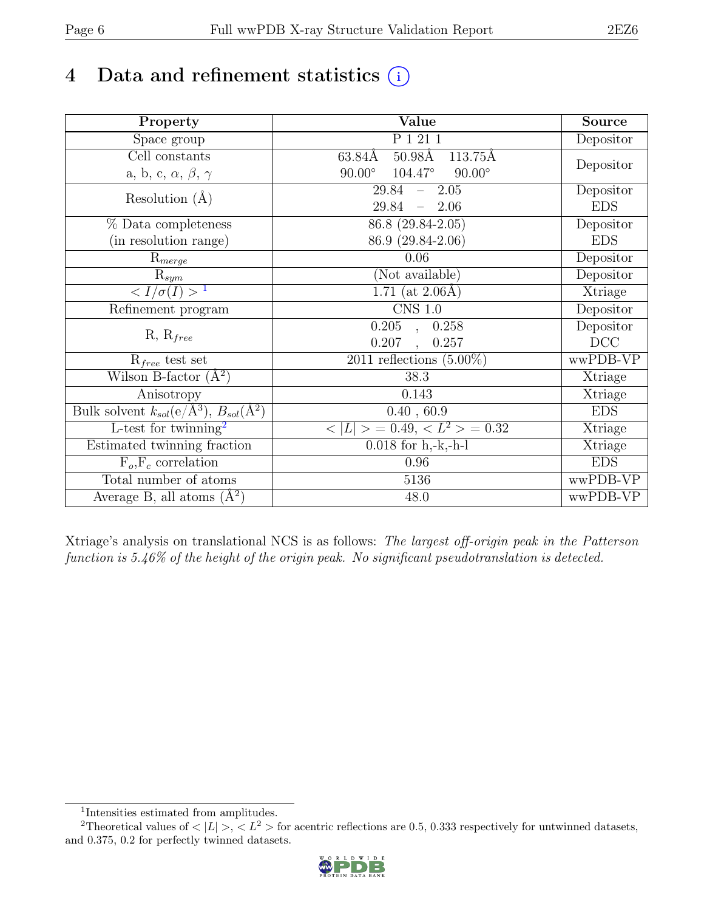# 4 Data and refinement statistics

| Property | Value | Source |
|---|---|---|
| Space group | P 1 21 1 | Depositor |
| Cell constants<br>a, b, c, $\alpha$, $\beta$, $\gamma$ | 63.84Å 50.98Å 113.75Å<br>90.00° 104.47° 90.00° | Depositor |
| Resolution (Å) | 29.84 – 2.05<br>29.84 – 2.06 | Depositor<br>EDS |
| % Data completeness<br>(in resolution range) | 86.8 (29.84-2.05)<br>86.9 (29.84-2.06) | Depositor<br>EDS |
| $R_{merge}$ | 0.06 | Depositor |
| $R_{sym}$ | (Not available) | Depositor |
| $< I/\sigma(I) >$ [1] | 1.71 (at 2.06Å) | Xtriage |
| Refinement program | CNS 1.0 | Depositor |
| R, $R_{free}$ | 0.205 , 0.258<br>0.207 , 0.257 | Depositor<br>DCC |
| $R_{free}$ test set | 2011 reflections (5.00%) | wwPDB-VP |
| Wilson B-factor (Å$^2$) | 38.3 | Xtriage |
| Anisotropy | 0.143 | Xtriage |
| Bulk solvent $k_{sol}$(e/Å$^3$), $B_{sol}$(Å$^2$) | 0.40 , 60.9 | EDS |
| L-test for twinning[2] | $< \|L\| > = 0.49$, $< L^2 > = 0.32$ | Xtriage |
| Estimated twinning fraction | 0.018 for h,-k,-h-l | Xtriage |
| $F_o$,$F_c$ correlation | 0.96 | EDS |
| Total number of atoms | 5136 | wwPDB-VP |
| Average B, all atoms (Å$^2$) | 48.0 | wwPDB-VP |

Xtriage's analysis on translational NCS is as follows: *The largest off-origin peak in the Patterson function is 5.46% of the height of the origin peak. No significant pseudotranslation is detected.*

---

[1] Intensities estimated from amplitudes.

[2] Theoretical values of $< |L| >$, $< L^2 >$ for acentric reflections are 0.5, 0.333 respectively for untwinned datasets, and 0.375, 0.2 for perfectly twinned datasets.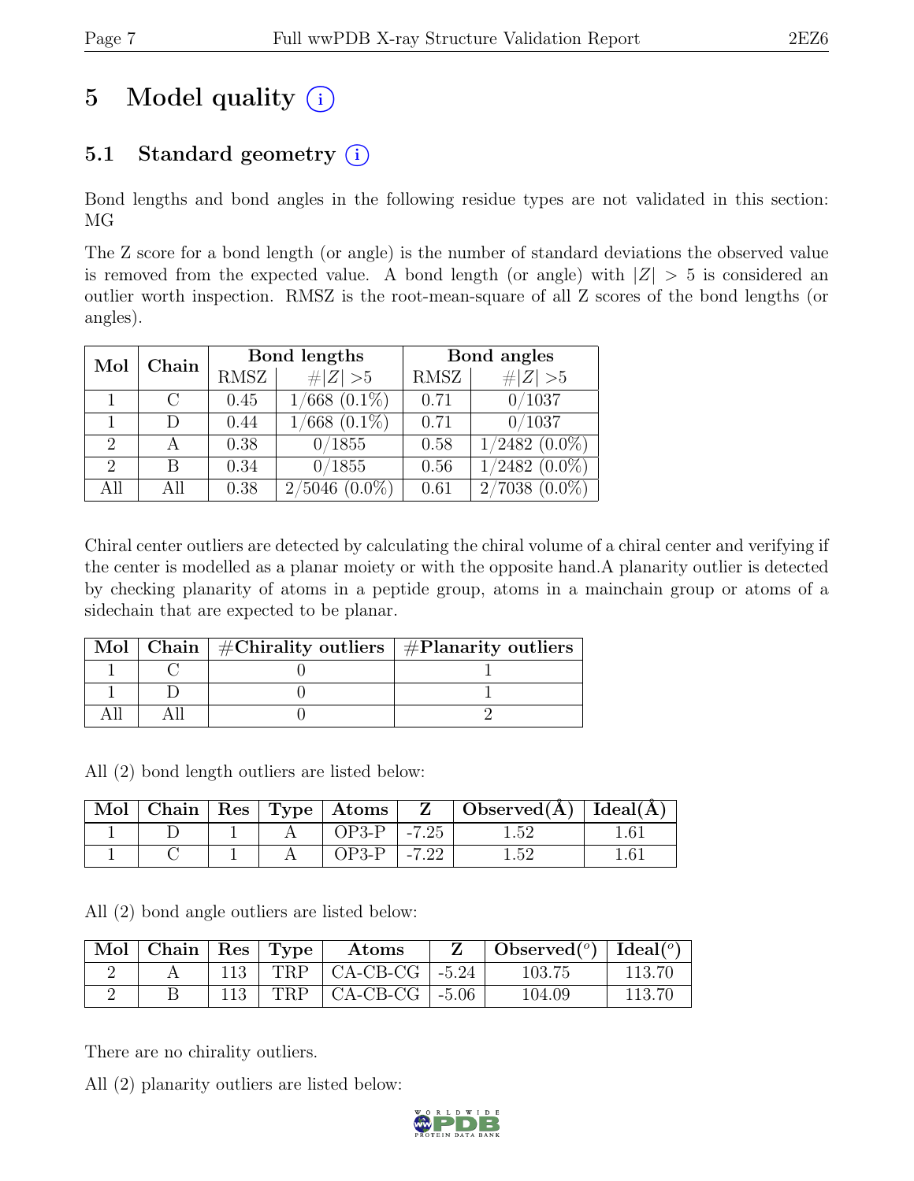# 5 Model quality (i)

## 5.1 Standard geometry (i)

Bond lengths and bond angles in the following residue types are not validated in this section: MG

The Z score for a bond length (or angle) is the number of standard deviations the observed value is removed from the expected value. A bond length (or angle) with $|Z| > 5$ is considered an outlier worth inspection. RMSZ is the root-mean-square of all Z scores of the bond lengths (or angles).

| Mol | Chain | Bond lengths | | Bond angles | |
|---|---|---|---|---|---|
| | | RMSZ | $\#|Z| > 5$ | RMSZ | $\#|Z| > 5$ |
| 1 | C | 0.45 | 1/668 (0.1%) | 0.71 | 0/1037 |
| 1 | D | 0.44 | 1/668 (0.1%) | 0.71 | 0/1037 |
| 2 | A | 0.38 | 0/1855 | 0.58 | 1/2482 (0.0%) |
| 2 | B | 0.34 | 0/1855 | 0.56 | 1/2482 (0.0%) |
| All | All | 0.38 | 2/5046 (0.0%) | 0.61 | 2/7038 (0.0%) |

Chiral center outliers are detected by calculating the chiral volume of a chiral center and verifying if the center is modelled as a planar moiety or with the opposite hand.A planarity outlier is detected by checking planarity of atoms in a peptide group, atoms in a mainchain group or atoms of a sidechain that are expected to be planar.

| Mol | Chain | #Chirality outliers | #Planarity outliers |
|---|---|---|---|
| 1 | C | 0 | 1 |
| 1 | D | 0 | 1 |
| All | All | 0 | 2 |

All (2) bond length outliers are listed below:

| Mol | Chain | Res | Type | Atoms | Z | Observed(Å) | Ideal(Å) |
|---|---|---|---|---|---|---|---|
| 1 | D | 1 | A | OP3-P | -7.25 | 1.52 | 1.61 |
| 1 | C | 1 | A | OP3-P | -7.22 | 1.52 | 1.61 |

All (2) bond angle outliers are listed below:

| Mol | Chain | Res | Type | Atoms | Z | Observed(°) | Ideal(°) |
|---|---|---|---|---|---|---|---|
| 2 | A | 113 | TRP | CA-CB-CG | -5.24 | 103.75 | 113.70 |
| 2 | B | 113 | TRP | CA-CB-CG | -5.06 | 104.09 | 113.70 |

There are no chirality outliers.

All (2) planarity outliers are listed below: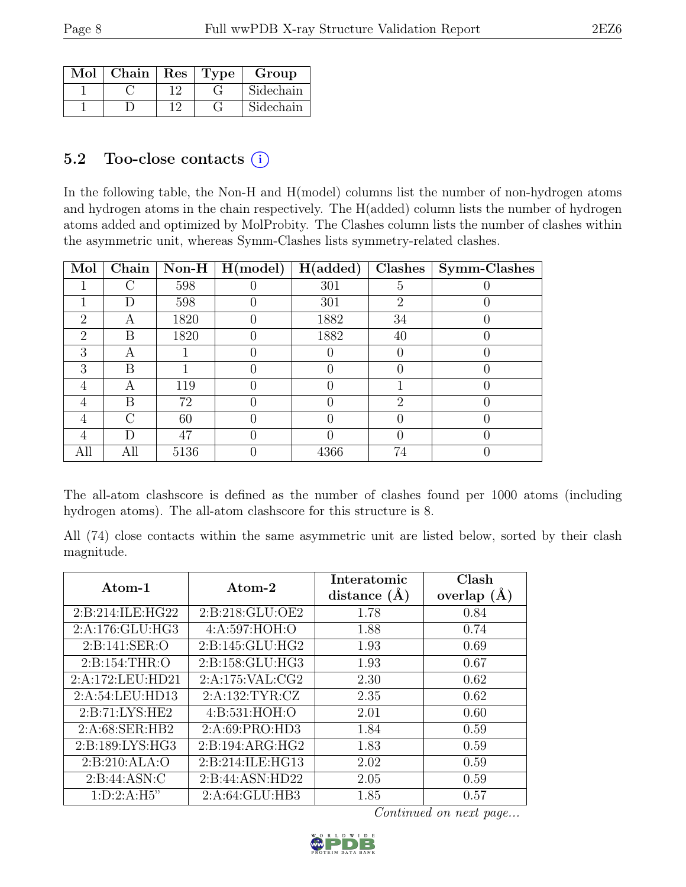| Mol | Chain | Res | Type | Group |
|---|---|---|---|---|
| 1 | C | 12 | G | Sidechain |
| 1 | D | 12 | G | Sidechain |

### 5.2 Too-close contacts (i)

In the following table, the Non-H and H(model) columns list the number of non-hydrogen atoms and hydrogen atoms in the chain respectively. The H(added) column lists the number of hydrogen atoms added and optimized by MolProbity. The Clashes column lists the number of clashes within the asymmetric unit, whereas Symm-Clashes lists symmetry-related clashes.

| Mol | Chain | Non-H | H(model) | H(added) | Clashes | Symm-Clashes |
|---|---|---|---|---|---|---|
| 1 | C | 598 | 0 | 301 | 5 | 0 |
| 1 | D | 598 | 0 | 301 | 2 | 0 |
| 2 | A | 1820 | 0 | 1882 | 34 | 0 |
| 2 | B | 1820 | 0 | 1882 | 40 | 0 |
| 3 | A | 1 | 0 | 0 | 0 | 0 |
| 3 | B | 1 | 0 | 0 | 0 | 0 |
| 4 | A | 119 | 0 | 0 | 1 | 0 |
| 4 | B | 72 | 0 | 0 | 2 | 0 |
| 4 | C | 60 | 0 | 0 | 0 | 0 |
| 4 | D | 47 | 0 | 0 | 0 | 0 |
| All | All | 5136 | 0 | 4366 | 74 | 0 |

The all-atom clashscore is defined as the number of clashes found per 1000 atoms (including hydrogen atoms). The all-atom clashscore for this structure is 8.

All (74) close contacts within the same asymmetric unit are listed below, sorted by their clash magnitude.

| Atom-1 | Atom-2 | Interatomic distance (Å) | Clash overlap (Å) |
|---|---|---|---|
| 2:B:214:ILE:HG22 | 2:B:218:GLU:OE2 | 1.78 | 0.84 |
| 2:A:176:GLU:HG3 | 4:A:597:HOH:O | 1.88 | 0.74 |
| 2:B:141:SER:O | 2:B:145:GLU:HG2 | 1.93 | 0.69 |
| 2:B:154:THR:O | 2:B:158:GLU:HG3 | 1.93 | 0.67 |
| 2:A:172:LEU:HD21 | 2:A:175:VAL:CG2 | 2.30 | 0.62 |
| 2:A:54:LEU:HD13 | 2:A:132:TYR:CZ | 2.35 | 0.62 |
| 2:B:71:LYS:HE2 | 4:B:531:HOH:O | 2.01 | 0.60 |
| 2:A:68:SER:HB2 | 2:A:69:PRO:HD3 | 1.84 | 0.59 |
| 2:B:189:LYS:HG3 | 2:B:194:ARG:HG2 | 1.83 | 0.59 |
| 2:B:210:ALA:O | 2:B:214:ILE:HG13 | 2.02 | 0.59 |
| 2:B:44:ASN:C | 2:B:44:ASN:HD22 | 2.05 | 0.59 |
| 1:D:2:A:H5" | 2:A:64:GLU:HB3 | 1.85 | 0.57 |

*Continued on next page...*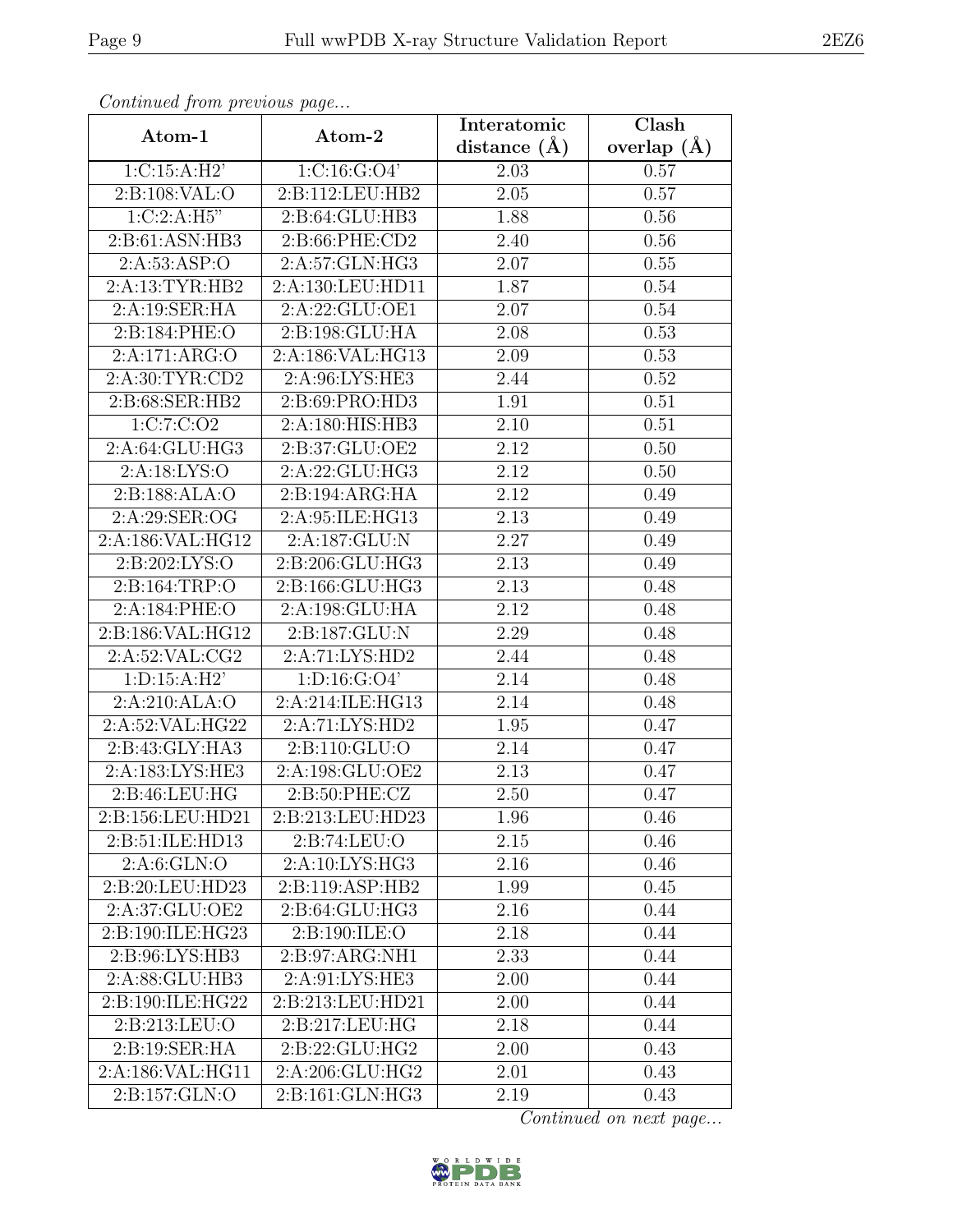*Continued from previous page...*

| Atom-1 | Atom-2 | Interatomic distance (Å) | Clash overlap (Å) |
|---|---|---|---|
| 1:C:15:A:H2' | 1:C:16:G:O4' | 2.03 | 0.57 |
| 2:B:108:VAL:O | 2:B:112:LEU:HB2 | 2.05 | 0.57 |
| 1:C:2:A:H5" | 2:B:64:GLU:HB3 | 1.88 | 0.56 |
| 2:B:61:ASN:HB3 | 2:B:66:PHE:CD2 | 2.40 | 0.56 |
| 2:A:53:ASP:O | 2:A:57:GLN:HG3 | 2.07 | 0.55 |
| 2:A:13:TYR:HB2 | 2:A:130:LEU:HD11 | 1.87 | 0.54 |
| 2:A:19:SER:HA | 2:A:22:GLU:OE1 | 2.07 | 0.54 |
| 2:B:184:PHE:O | 2:B:198:GLU:HA | 2.08 | 0.53 |
| 2:A:171:ARG:O | 2:A:186:VAL:HG13 | 2.09 | 0.53 |
| 2:A:30:TYR:CD2 | 2:A:96:LYS:HE3 | 2.44 | 0.52 |
| 2:B:68:SER:HB2 | 2:B:69:PRO:HD3 | 1.91 | 0.51 |
| 1:C:7:C:O2 | 2:A:180:HIS:HB3 | 2.10 | 0.51 |
| 2:A:64:GLU:HG3 | 2:B:37:GLU:OE2 | 2.12 | 0.50 |
| 2:A:18:LYS:O | 2:A:22:GLU:HG3 | 2.12 | 0.50 |
| 2:B:188:ALA:O | 2:B:194:ARG:HA | 2.12 | 0.49 |
| 2:A:29:SER:OG | 2:A:95:ILE:HG13 | 2.13 | 0.49 |
| 2:A:186:VAL:HG12 | 2:A:187:GLU:N | 2.27 | 0.49 |
| 2:B:202:LYS:O | 2:B:206:GLU:HG3 | 2.13 | 0.49 |
| 2:B:164:TRP:O | 2:B:166:GLU:HG3 | 2.13 | 0.48 |
| 2:A:184:PHE:O | 2:A:198:GLU:HA | 2.12 | 0.48 |
| 2:B:186:VAL:HG12 | 2:B:187:GLU:N | 2.29 | 0.48 |
| 2:A:52:VAL:CG2 | 2:A:71:LYS:HD2 | 2.44 | 0.48 |
| 1:D:15:A:H2' | 1:D:16:G:O4' | 2.14 | 0.48 |
| 2:A:210:ALA:O | 2:A:214:ILE:HG13 | 2.14 | 0.48 |
| 2:A:52:VAL:HG22 | 2:A:71:LYS:HD2 | 1.95 | 0.47 |
| 2:B:43:GLY:HA3 | 2:B:110:GLU:O | 2.14 | 0.47 |
| 2:A:183:LYS:HE3 | 2:A:198:GLU:OE2 | 2.13 | 0.47 |
| 2:B:46:LEU:HG | 2:B:50:PHE:CZ | 2.50 | 0.47 |
| 2:B:156:LEU:HD21 | 2:B:213:LEU:HD23 | 1.96 | 0.46 |
| 2:B:51:ILE:HD13 | 2:B:74:LEU:O | 2.15 | 0.46 |
| 2:A:6:GLN:O | 2:A:10:LYS:HG3 | 2.16 | 0.46 |
| 2:B:20:LEU:HD23 | 2:B:119:ASP:HB2 | 1.99 | 0.45 |
| 2:A:37:GLU:OE2 | 2:B:64:GLU:HG3 | 2.16 | 0.44 |
| 2:B:190:ILE:HG23 | 2:B:190:ILE:O | 2.18 | 0.44 |
| 2:B:96:LYS:HB3 | 2:B:97:ARG:NH1 | 2.33 | 0.44 |
| 2:A:88:GLU:HB3 | 2:A:91:LYS:HE3 | 2.00 | 0.44 |
| 2:B:190:ILE:HG22 | 2:B:213:LEU:HD21 | 2.00 | 0.44 |
| 2:B:213:LEU:O | 2:B:217:LEU:HG | 2.18 | 0.44 |
| 2:B:19:SER:HA | 2:B:22:GLU:HG2 | 2.00 | 0.43 |
| 2:A:186:VAL:HG11 | 2:A:206:GLU:HG2 | 2.01 | 0.43 |
| 2:B:157:GLN:O | 2:B:161:GLN:HG3 | 2.19 | 0.43 |

*Continued on next page...*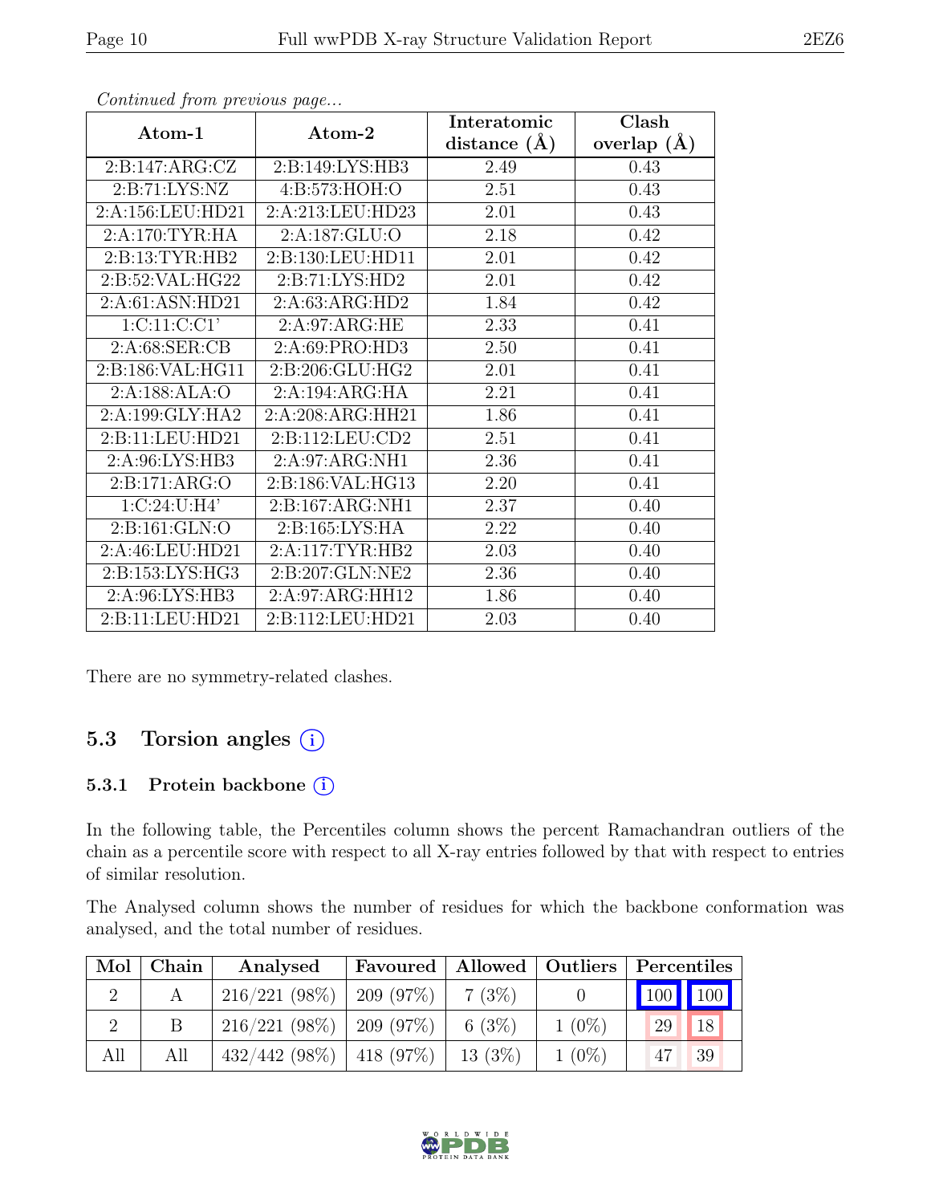*Continued from previous page...*

| Atom-1 | Atom-2 | Interatomic distance (Å) | Clash overlap (Å) |
|---|---|---|---|
| 2:B:147:ARG:CZ | 2:B:149:LYS:HB3 | 2.49 | 0.43 |
| 2:B:71:LYS:NZ | 4:B:573:HOH:O | 2.51 | 0.43 |
| 2:A:156:LEU:HD21 | 2:A:213:LEU:HD23 | 2.01 | 0.43 |
| 2:A:170:TYR:HA | 2:A:187:GLU:O | 2.18 | 0.42 |
| 2:B:13:TYR:HB2 | 2:B:130:LEU:HD11 | 2.01 | 0.42 |
| 2:B:52:VAL:HG22 | 2:B:71:LYS:HD2 | 2.01 | 0.42 |
| 2:A:61:ASN:HD21 | 2:A:63:ARG:HD2 | 1.84 | 0.42 |
| 1:C:11:C:C1' | 2:A:97:ARG:HE | 2.33 | 0.41 |
| 2:A:68:SER:CB | 2:A:69:PRO:HD3 | 2.50 | 0.41 |
| 2:B:186:VAL:HG11 | 2:B:206:GLU:HG2 | 2.01 | 0.41 |
| 2:A:188:ALA:O | 2:A:194:ARG:HA | 2.21 | 0.41 |
| 2:A:199:GLY:HA2 | 2:A:208:ARG:HH21 | 1.86 | 0.41 |
| 2:B:11:LEU:HD21 | 2:B:112:LEU:CD2 | 2.51 | 0.41 |
| 2:A:96:LYS:HB3 | 2:A:97:ARG:NH1 | 2.36 | 0.41 |
| 2:B:171:ARG:O | 2:B:186:VAL:HG13 | 2.20 | 0.41 |
| 1:C:24:U:H4' | 2:B:167:ARG:NH1 | 2.37 | 0.40 |
| 2:B:161:GLN:O | 2:B:165:LYS:HA | 2.22 | 0.40 |
| 2:A:46:LEU:HD21 | 2:A:117:TYR:HB2 | 2.03 | 0.40 |
| 2:B:153:LYS:HG3 | 2:B:207:GLN:NE2 | 2.36 | 0.40 |
| 2:A:96:LYS:HB3 | 2:A:97:ARG:HH12 | 1.86 | 0.40 |
| 2:B:11:LEU:HD21 | 2:B:112:LEU:HD21 | 2.03 | 0.40 |

There are no symmetry-related clashes.

## 5.3 Torsion angles

### 5.3.1 Protein backbone

In the following table, the Percentiles column shows the percent Ramachandran outliers of the chain as a percentile score with respect to all X-ray entries followed by that with respect to entries of similar resolution.

The Analysed column shows the number of residues for which the backbone conformation was analysed, and the total number of residues.

| Mol | Chain | Analysed | Favoured | Allowed | Outliers | Percentiles | |
|---|---|---|---|---|---|---|---|
| 2 | A | 216/221 (98%) | 209 (97%) | 7 (3%) | 0 | 100 | 100 |
| 2 | B | 216/221 (98%) | 209 (97%) | 6 (3%) | 1 (0%) | 29 | 18 |
| All | All | 432/442 (98%) | 418 (97%) | 13 (3%) | 1 (0%) | 47 | 39 |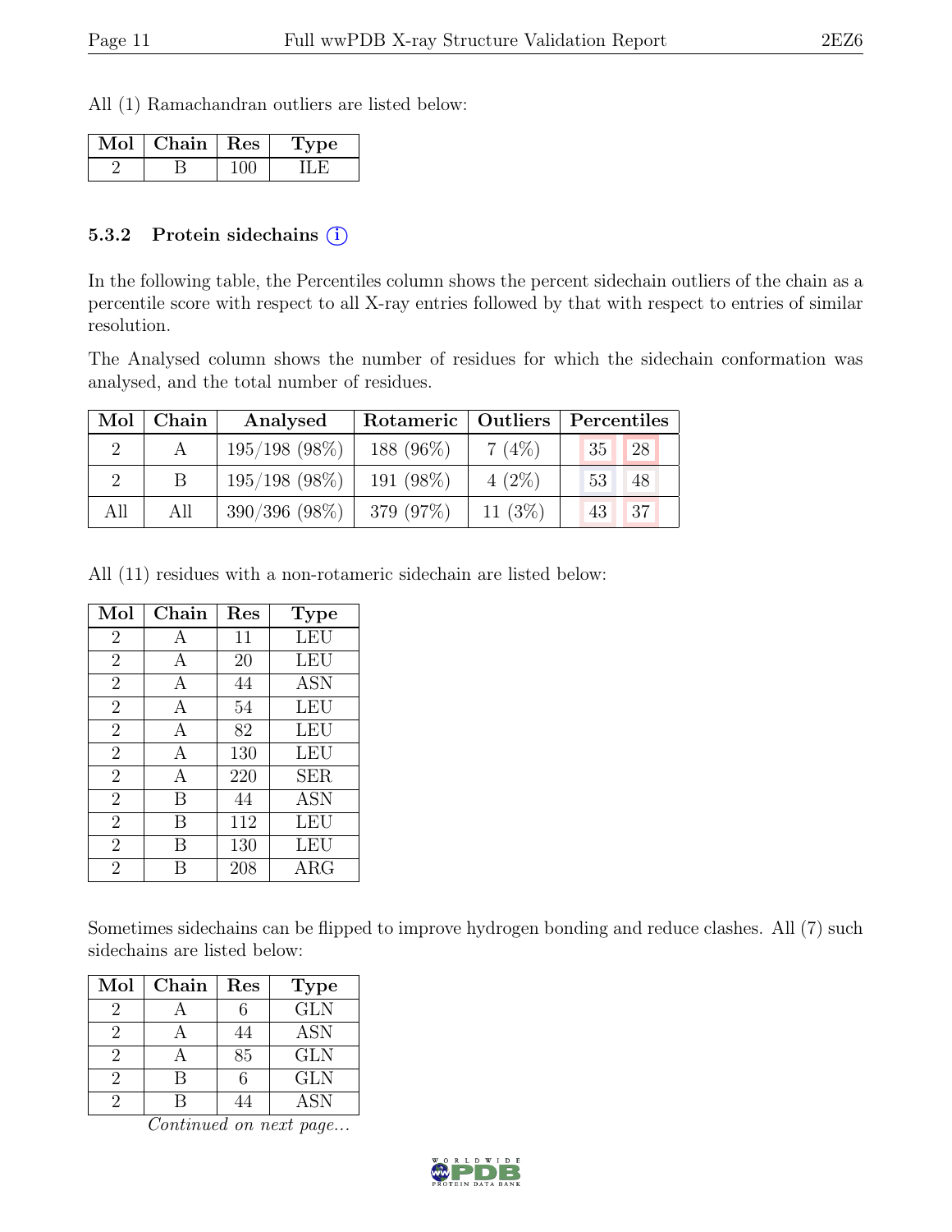All (1) Ramachandran outliers are listed below:

| Mol | Chain | Res | Type |
|---|---|---|---|
| 2 | B | 100 | ILE |

### 5.3.2 Protein sidechains (i)

In the following table, the Percentiles column shows the percent sidechain outliers of the chain as a percentile score with respect to all X-ray entries followed by that with respect to entries of similar resolution.

The Analysed column shows the number of residues for which the sidechain conformation was analysed, and the total number of residues.

| Mol | Chain | Analysed | Rotameric | Outliers | Percentiles | |
|---|---|---|---|---|---|---|
| 2 | A | 195/198 (98%) | 188 (96%) | 7 (4%) | 35 | 28 |
| 2 | B | 195/198 (98%) | 191 (98%) | 4 (2%) | 53 | 48 |
| All | All | 390/396 (98%) | 379 (97%) | 11 (3%) | 43 | 37 |

All (11) residues with a non-rotameric sidechain are listed below:

| Mol | Chain | Res | Type |
|---|---|---|---|
| 2 | A | 11 | LEU |
| 2 | A | 20 | LEU |
| 2 | A | 44 | ASN |
| 2 | A | 54 | LEU |
| 2 | A | 82 | LEU |
| 2 | A | 130 | LEU |
| 2 | A | 220 | SER |
| 2 | B | 44 | ASN |
| 2 | B | 112 | LEU |
| 2 | B | 130 | LEU |
| 2 | B | 208 | ARG |

Sometimes sidechains can be flipped to improve hydrogen bonding and reduce clashes. All (7) such sidechains are listed below:

| Mol | Chain | Res | Type |
|---|---|---|---|
| 2 | A | 6 | GLN |
| 2 | A | 44 | ASN |
| 2 | A | 85 | GLN |
| 2 | B | 6 | GLN |
| 2 | B | 44 | ASN |

*Continued on next page...*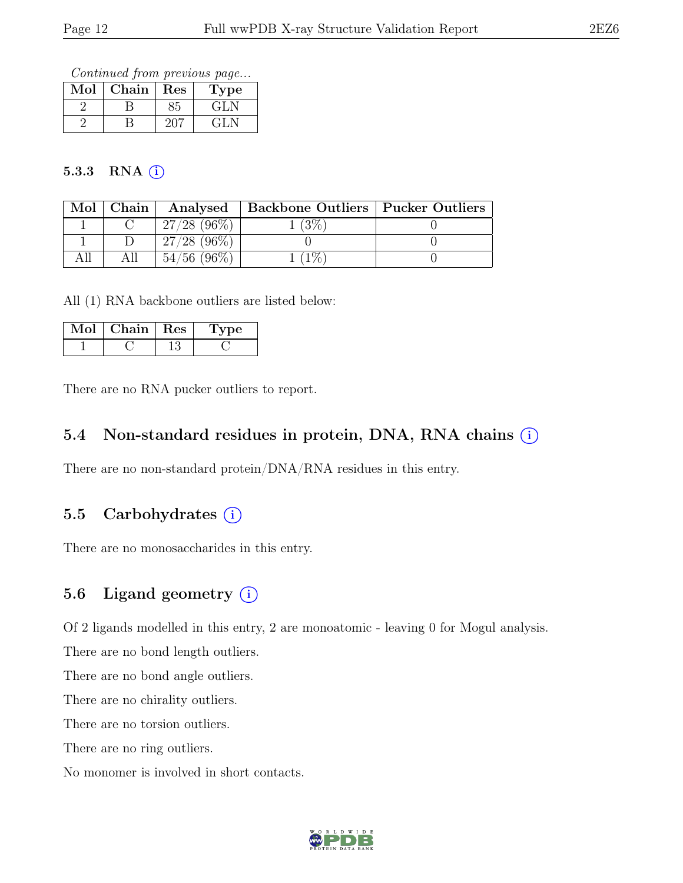*Continued from previous page...*

| Mol | Chain | Res | Type |
|---|---|---|---|
| 2 | B | 85 | GLN |
| 2 | B | 207 | GLN |

### 5.3.3 RNA (i)

| Mol | Chain | Analysed | Backbone Outliers | Pucker Outliers |
|---|---|---|---|---|
| 1 | C | 27/28 (96%) | 1 (3%) | 0 |
| 1 | D | 27/28 (96%) | 0 | 0 |
| All | All | 54/56 (96%) | 1 (1%) | 0 |

All (1) RNA backbone outliers are listed below:

| Mol | Chain | Res | Type |
|---|---|---|---|
| 1 | C | 13 | C |

There are no RNA pucker outliers to report.

## 5.4 Non-standard residues in protein, DNA, RNA chains (i)

There are no non-standard protein/DNA/RNA residues in this entry.

## 5.5 Carbohydrates (i)

There are no monosaccharides in this entry.

## 5.6 Ligand geometry (i)

Of 2 ligands modelled in this entry, 2 are monoatomic - leaving 0 for Mogul analysis.

There are no bond length outliers.

There are no bond angle outliers.

There are no chirality outliers.

There are no torsion outliers.

There are no ring outliers.

No monomer is involved in short contacts.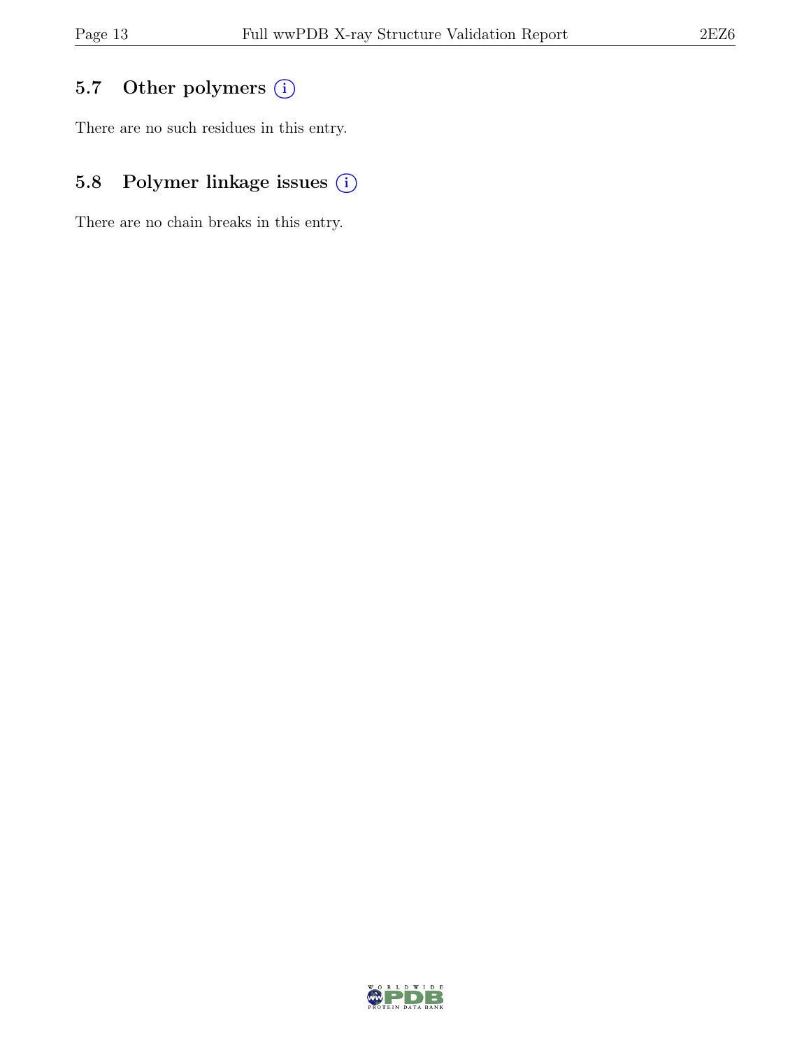## 5.7 Other polymers (i)

There are no such residues in this entry.

## 5.8 Polymer linkage issues (i)

There are no chain breaks in this entry.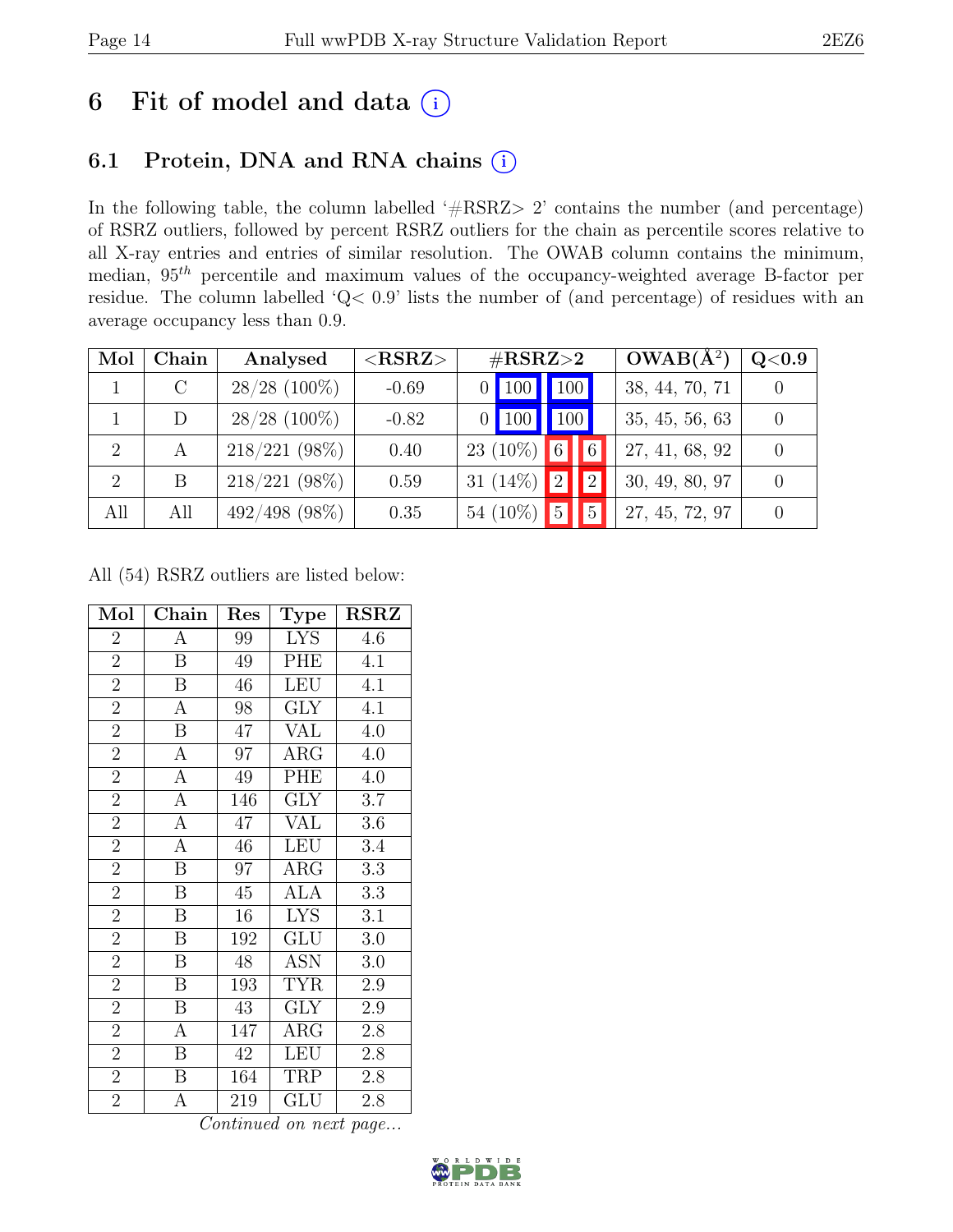# 6 Fit of model and data (i)

## 6.1 Protein, DNA and RNA chains (i)

In the following table, the column labelled '#RSRZ> 2' contains the number (and percentage) of RSRZ outliers, followed by percent RSRZ outliers for the chain as percentile scores relative to all X-ray entries and entries of similar resolution. The OWAB column contains the minimum, median, $95^{th}$ percentile and maximum values of the occupancy-weighted average B-factor per residue. The column labelled 'Q< 0.9' lists the number of (and percentage) of residues with an average occupancy less than 0.9.

| Mol | Chain | Analysed | <RSRZ> | #RSRZ>2 | | | OWAB(Å$^2$) | Q<0.9 |
|---|---|---|---|---|---|---|---|---|
| 1 | C | 28/28 (100%) | -0.69 | 0 | 100 | 100 | 38, 44, 70, 71 | 0 |
| 1 | D | 28/28 (100%) | -0.82 | 0 | 100 | 100 | 35, 45, 56, 63 | 0 |
| 2 | A | 218/221 (98%) | 0.40 | 23 (10%) | 6 | 6 | 27, 41, 68, 92 | 0 |
| 2 | B | 218/221 (98%) | 0.59 | 31 (14%) | 2 | 2 | 30, 49, 80, 97 | 0 |
| All | All | 492/498 (98%) | 0.35 | 54 (10%) | 5 | 5 | 27, 45, 72, 97 | 0 |

All (54) RSRZ outliers are listed below:

| Mol | Chain | Res | Type | RSRZ |
|---|---|---|---|---|
| 2 | A | 99 | LYS | 4.6 |
| 2 | B | 49 | PHE | 4.1 |
| 2 | B | 46 | LEU | 4.1 |
| 2 | A | 98 | GLY | 4.1 |
| 2 | B | 47 | VAL | 4.0 |
| 2 | A | 97 | ARG | 4.0 |
| 2 | A | 49 | PHE | 4.0 |
| 2 | A | 146 | GLY | 3.7 |
| 2 | A | 47 | VAL | 3.6 |
| 2 | A | 46 | LEU | 3.4 |
| 2 | B | 97 | ARG | 3.3 |
| 2 | B | 45 | ALA | 3.3 |
| 2 | B | 16 | LYS | 3.1 |
| 2 | B | 192 | GLU | 3.0 |
| 2 | B | 48 | ASN | 3.0 |
| 2 | B | 193 | TYR | 2.9 |
| 2 | B | 43 | GLY | 2.9 |
| 2 | A | 147 | ARG | 2.8 |
| 2 | B | 42 | LEU | 2.8 |
| 2 | B | 164 | TRP | 2.8 |
| 2 | A | 219 | GLU | 2.8 |

*Continued on next page...*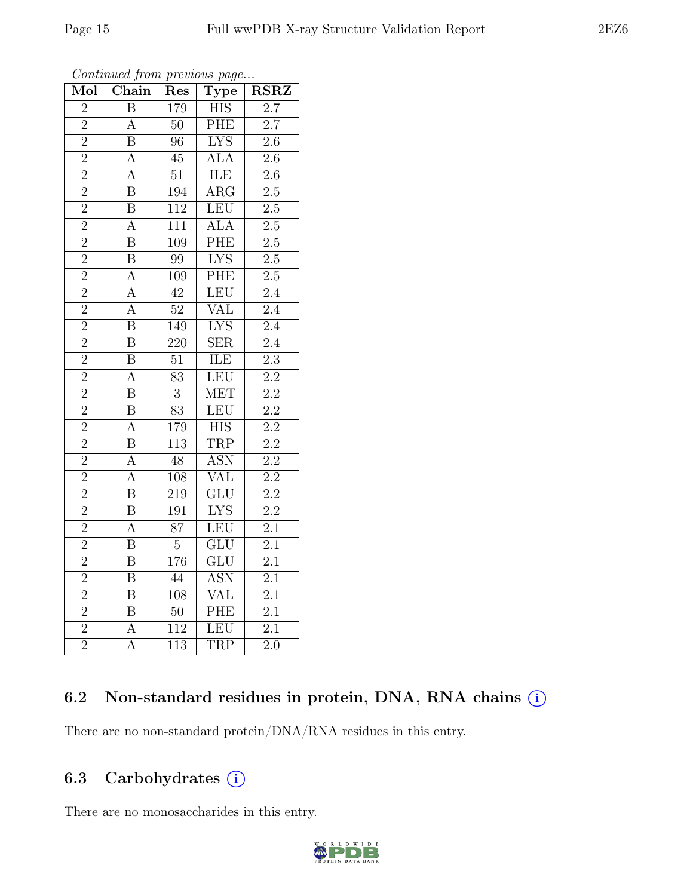*Continued from previous page...*

| Mol | Chain | Res | Type | RSRZ |
|---|---|---|---|---|
| 2 | B | 179 | HIS | 2.7 |
| 2 | A | 50 | PHE | 2.7 |
| 2 | B | 96 | LYS | 2.6 |
| 2 | A | 45 | ALA | 2.6 |
| 2 | A | 51 | ILE | 2.6 |
| 2 | B | 194 | ARG | 2.5 |
| 2 | B | 112 | LEU | 2.5 |
| 2 | A | 111 | ALA | 2.5 |
| 2 | B | 109 | PHE | 2.5 |
| 2 | B | 99 | LYS | 2.5 |
| 2 | A | 109 | PHE | 2.5 |
| 2 | A | 42 | LEU | 2.4 |
| 2 | A | 52 | VAL | 2.4 |
| 2 | B | 149 | LYS | 2.4 |
| 2 | B | 220 | SER | 2.4 |
| 2 | B | 51 | ILE | 2.3 |
| 2 | A | 83 | LEU | 2.2 |
| 2 | B | 3 | MET | 2.2 |
| 2 | B | 83 | LEU | 2.2 |
| 2 | A | 179 | HIS | 2.2 |
| 2 | B | 113 | TRP | 2.2 |
| 2 | A | 48 | ASN | 2.2 |
| 2 | A | 108 | VAL | 2.2 |
| 2 | B | 219 | GLU | 2.2 |
| 2 | B | 191 | LYS | 2.2 |
| 2 | A | 87 | LEU | 2.1 |
| 2 | B | 5 | GLU | 2.1 |
| 2 | B | 176 | GLU | 2.1 |
| 2 | B | 44 | ASN | 2.1 |
| 2 | B | 108 | VAL | 2.1 |
| 2 | B | 50 | PHE | 2.1 |
| 2 | A | 112 | LEU | 2.1 |
| 2 | A | 113 | TRP | 2.0 |

### 6.2 Non-standard residues in protein, DNA, RNA chains (i)

There are no non-standard protein/DNA/RNA residues in this entry.

### 6.3 Carbohydrates (i)

There are no monosaccharides in this entry.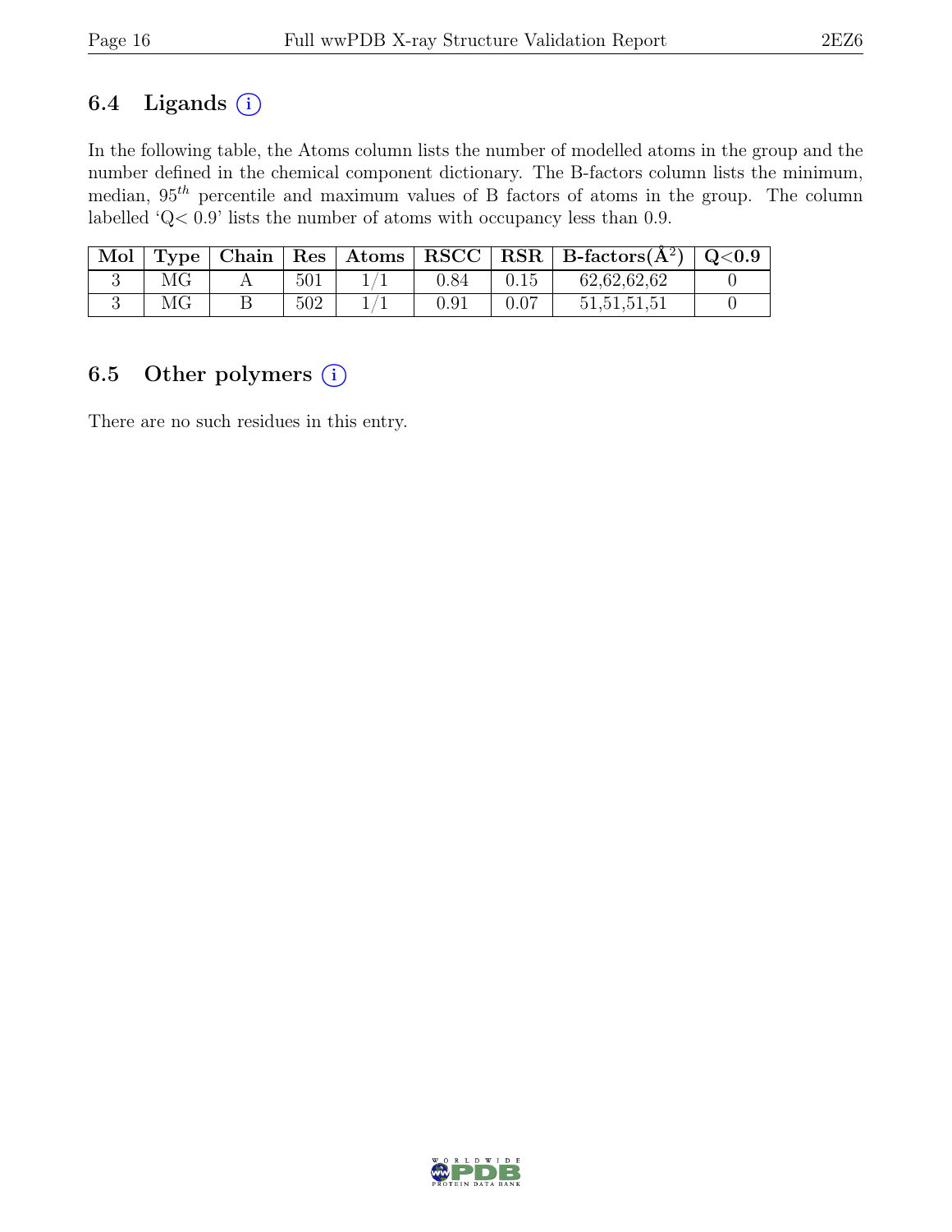## 6.4 Ligands (i)

In the following table, the Atoms column lists the number of modelled atoms in the group and the number defined in the chemical component dictionary. The B-factors column lists the minimum, median, $95^{th}$ percentile and maximum values of B factors of atoms in the group. The column labelled 'Q< 0.9' lists the number of atoms with occupancy less than 0.9.

| Mol | Type | Chain | Res | Atoms | RSCC | RSR | B-factors($Å^2$) | Q<0.9 |
|---|---|---|---|---|---|---|---|---|
| 3 | MG | A | 501 | 1/1 | 0.84 | 0.15 | 62,62,62,62 | 0 |
| 3 | MG | B | 502 | 1/1 | 0.91 | 0.07 | 51,51,51,51 | 0 |

## 6.5 Other polymers (i)

There are no such residues in this entry.